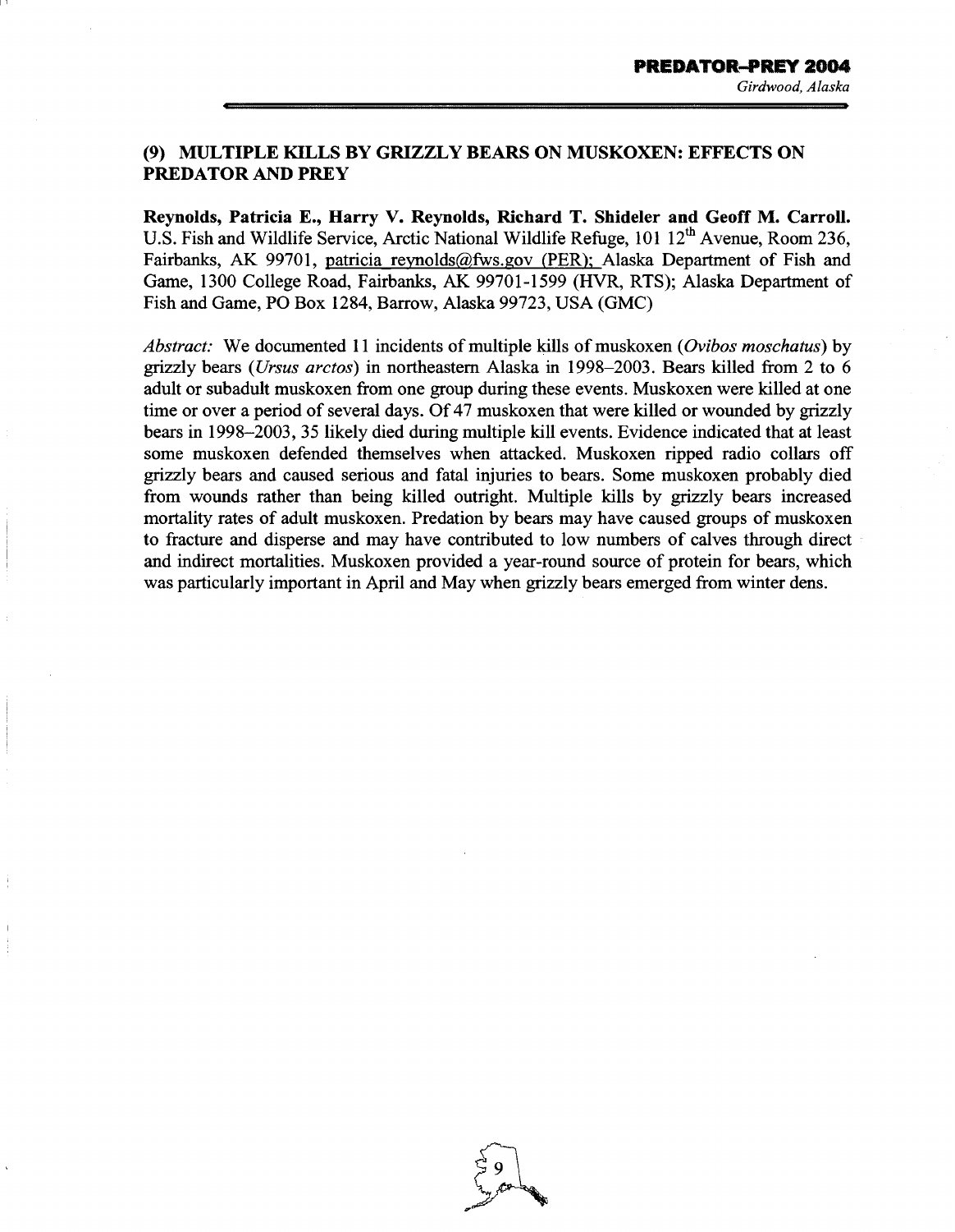## (9) MULTIPLE KILLS BY GRIZZLY BEARS ON MUSKOXEN: EFFECTS ON PREDATOR AND PREY

**Reynolds, Patricia E., Harry V. Reynolds, Richard T. Shideler and Geoff M. Carroll.** U.S. Fish and Wildlife Service, Arctic National Wildlife Refuge, 101 12th Avenue, Room 236, Fairbanks, AK 99701, patricia_reynolds@fws.gov (PER); Alaska Department of Fish and Game, 1300 College Road, Fairbanks, AK 99701-1599 (HVR, RTS); Alaska Department of Fish and Game, PO Box 1284, Barrow, Alaska 99723, USA (GMC)

*Abstract:* We documented 11 incidents of multiple kills of muskoxen (*Ovibos moschatus*) by grizzly bears (*Ursus arctos*) in northeastern Alaska in 1998–2003. Bears killed from 2 to 6 adult or subadult muskoxen from one group during these events. Muskoxen were killed at one time or over a period of several days. Of 47 muskoxen that were killed or wounded by grizzly bears in 1998–2003, 35 likely died during multiple kill events. Evidence indicated that at least some muskoxen defended themselves when attacked. Muskoxen ripped radio collars off grizzly bears and caused serious and fatal injuries to bears. Some muskoxen probably died from wounds rather than being killed outright. Multiple kills by grizzly bears increased mortality rates of adult muskoxen. Predation by bears may have caused groups of muskoxen to fracture and disperse and may have contributed to low numbers of calves through direct and indirect mortalities. Muskoxen provided a year-round source of protein for bears, which was particularly important in April and May when grizzly bears emerged from winter dens.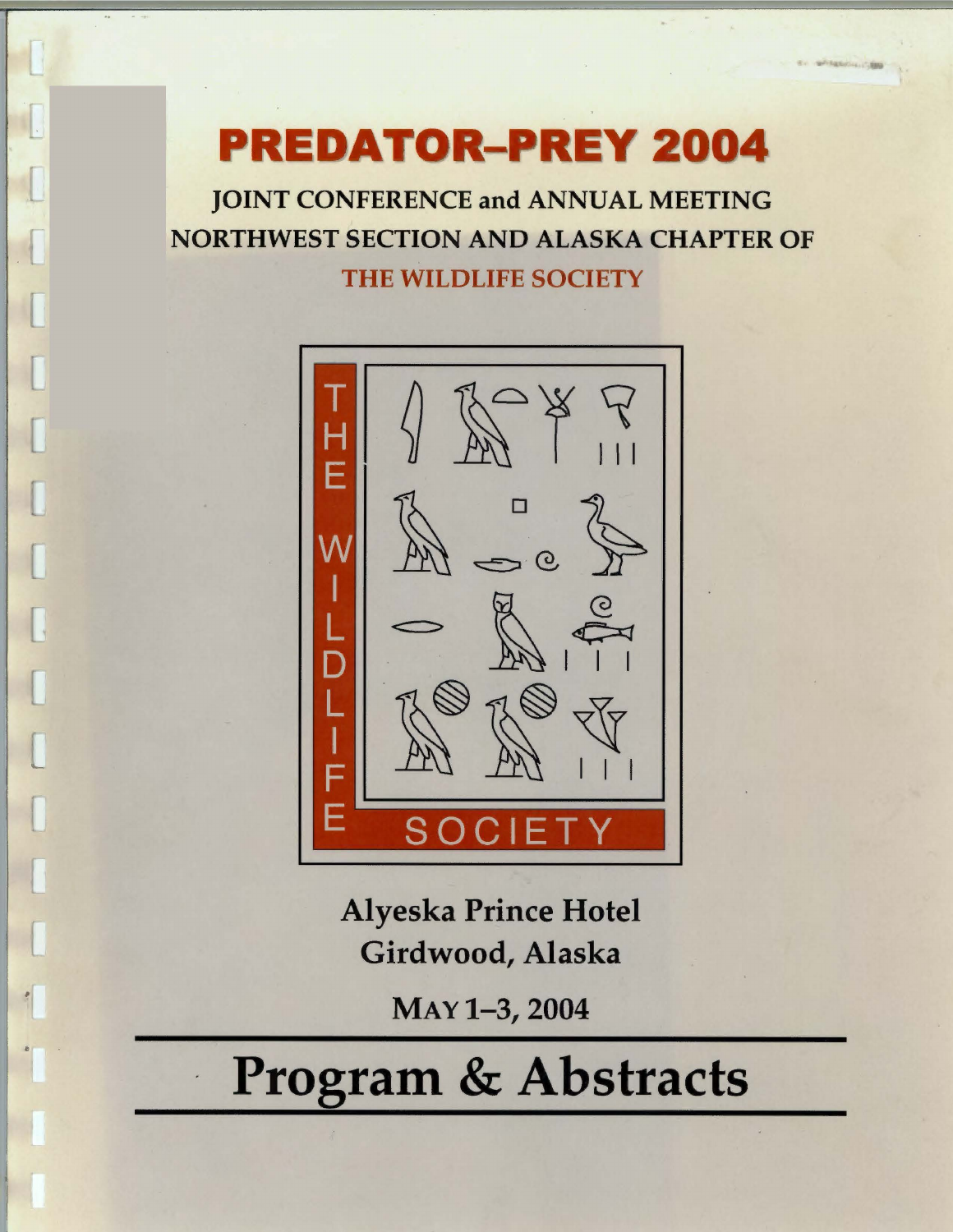# PREDATOR–PREY 2004

## JOINT CONFERENCE and ANNUAL MEETING NORTHWEST SECTION AND ALASKA CHAPTER OF THE WILDLIFE SOCIETY

THE WILDLIFE SOCIETY

Alyeska Prince Hotel
Girdwood, Alaska

MAY 1–3, 2004

# Program & Abstracts